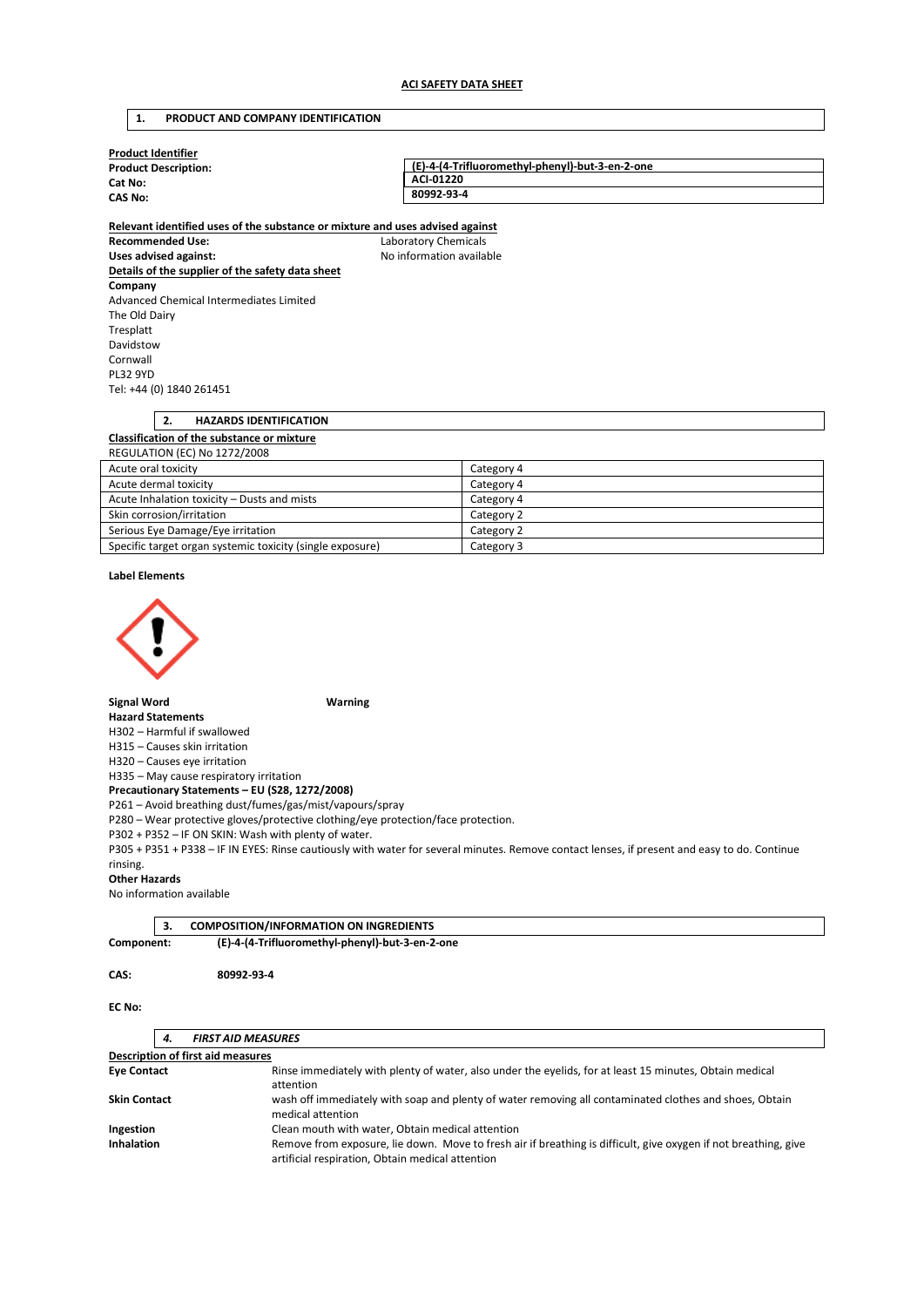**ACI SAFETY DATA SHEET**

## 1. PRODUCT AND COMPANY IDENTIFICATION

**Product Identifier**

| | |
|---|---|
| **Product Description:** | **(E)-4-(4-Trifluoromethyl-phenyl)-but-3-en-2-one** |
| **Cat No:** | **ACI-01220** |
| **CAS No:** | **80992-93-4** |

**Relevant identified uses of the substance or mixture and uses advised against**

**Recommended Use:** Laboratory Chemicals

**Uses advised against:** No information available

**Details of the supplier of the safety data sheet**

**Company**

Advanced Chemical Intermediates Limited
The Old Dairy
Tresplatt
Davidstow
Cornwall
PL32 9YD
Tel: +44 (0) 1840 261451

## 2. HAZARDS IDENTIFICATION

**Classification of the substance or mixture**

REGULATION (EC) No 1272/2008

| | |
|---|---|
| Acute oral toxicity | Category 4 |
| Acute dermal toxicity | Category 4 |
| Acute Inhalation toxicity – Dusts and mists | Category 4 |
| Skin corrosion/irritation | Category 2 |
| Serious Eye Damage/Eye irritation | Category 2 |
| Specific target organ systemic toxicity (single exposure) | Category 3 |

**Label Elements**

**Signal Word** **Warning**

**Hazard Statements**

H302 – Harmful if swallowed
H315 – Causes skin irritation
H320 – Causes eye irritation
H335 – May cause respiratory irritation

**Precautionary Statements – EU (S28, 1272/2008)**

P261 – Avoid breathing dust/fumes/gas/mist/vapours/spray
P280 – Wear protective gloves/protective clothing/eye protection/face protection.
P302 + P352 – IF ON SKIN: Wash with plenty of water.
P305 + P351 + P338 – IF IN EYES: Rinse cautiously with water for several minutes. Remove contact lenses, if present and easy to do. Continue rinsing.

**Other Hazards**

No information available

## 3. COMPOSITION/INFORMATION ON INGREDIENTS

**Component:** **(E)-4-(4-Trifluoromethyl-phenyl)-but-3-en-2-one**

**CAS:** **80992-93-4**

**EC No:**

## 4. *FIRST AID MEASURES*

**Description of first aid measures**

| | |
|---|---|
| **Eye Contact** | Rinse immediately with plenty of water, also under the eyelids, for at least 15 minutes, Obtain medical attention |
| **Skin Contact** | wash off immediately with soap and plenty of water removing all contaminated clothes and shoes, Obtain medical attention |
| **Ingestion** | Clean mouth with water, Obtain medical attention |
| **Inhalation** | Remove from exposure, lie down. Move to fresh air if breathing is difficult, give oxygen if not breathing, give artificial respiration, Obtain medical attention |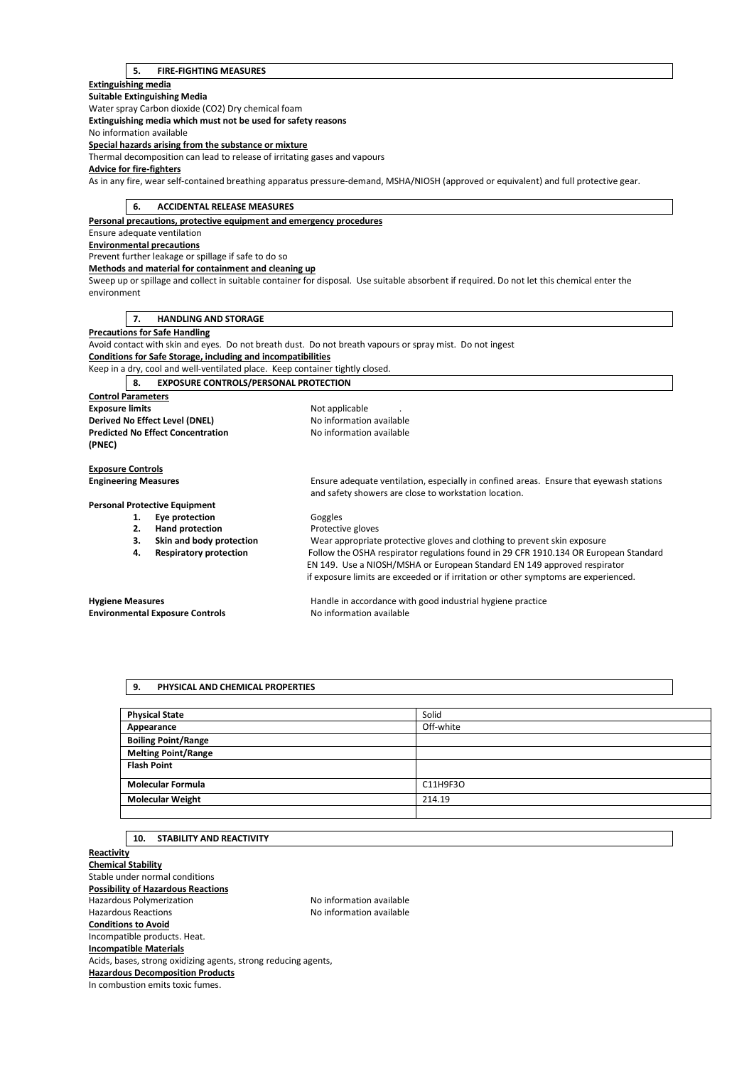## 5. FIRE-FIGHTING MEASURES

**Extinguishing media**

**Suitable Extinguishing Media**

Water spray Carbon dioxide ($CO_2$) Dry chemical foam

**Extinguishing media which must not be used for safety reasons**

No information available

**Special hazards arising from the substance or mixture**

Thermal decomposition can lead to release of irritating gases and vapours

**Advice for fire-fighters**

As in any fire, wear self-contained breathing apparatus pressure-demand, MSHA/NIOSH (approved or equivalent) and full protective gear.

## 6. ACCIDENTAL RELEASE MEASURES

**Personal precautions, protective equipment and emergency procedures**

Ensure adequate ventilation

**Environmental precautions**

Prevent further leakage or spillage if safe to do so

**Methods and material for containment and cleaning up**

Sweep up or spillage and collect in suitable container for disposal. Use suitable absorbent if required. Do not let this chemical enter the environment

## 7. HANDLING AND STORAGE

**Precautions for Safe Handling**

Avoid contact with skin and eyes. Do not breath dust. Do not breath vapours or spray mist. Do not ingest

**Conditions for Safe Storage, including and incompatibilities**

Keep in a dry, cool and well-ventilated place. Keep container tightly closed.

## 8. EXPOSURE CONTROLS/PERSONAL PROTECTION

**Control Parameters**

**Exposure limits** Not applicable .

**Derived No Effect Level (DNEL)** No information available

**Predicted No Effect Concentration (PNEC)** No information available

**Exposure Controls**

**Engineering Measures** Ensure adequate ventilation, especially in confined areas. Ensure that eyewash stations and safety showers are close to workstation location.

**Personal Protective Equipment**

1. **Eye protection** Goggles
2. **Hand protection** Protective gloves
3. **Skin and body protection** Wear appropriate protective gloves and clothing to prevent skin exposure
4. **Respiratory protection** Follow the OSHA respirator regulations found in 29 CFR 1910.134 OR European Standard EN 149. Use a NIOSH/MSHA or European Standard EN 149 approved respirator if exposure limits are exceeded or if irritation or other symptoms are experienced.

**Hygiene Measures** Handle in accordance with good industrial hygiene practice

**Environmental Exposure Controls** No information available

## 9. PHYSICAL AND CHEMICAL PROPERTIES

| Physical State | Solid |
|---|---|
| Appearance | Off-white |
| Boiling Point/Range | |
| Melting Point/Range | |
| Flash Point | |
| Molecular Formula | $C_{11}H_9F_3O$ |
| Molecular Weight | 214.19 |
| | |

## 10. STABILITY AND REACTIVITY

**Reactivity**

**Chemical Stability**

Stable under normal conditions

**Possibility of Hazardous Reactions**

Hazardous Polymerization No information available

Hazardous Reactions No information available

**Conditions to Avoid**

Incompatible products. Heat.

**Incompatible Materials**

Acids, bases, strong oxidizing agents, strong reducing agents,

**Hazardous Decomposition Products**

In combustion emits toxic fumes.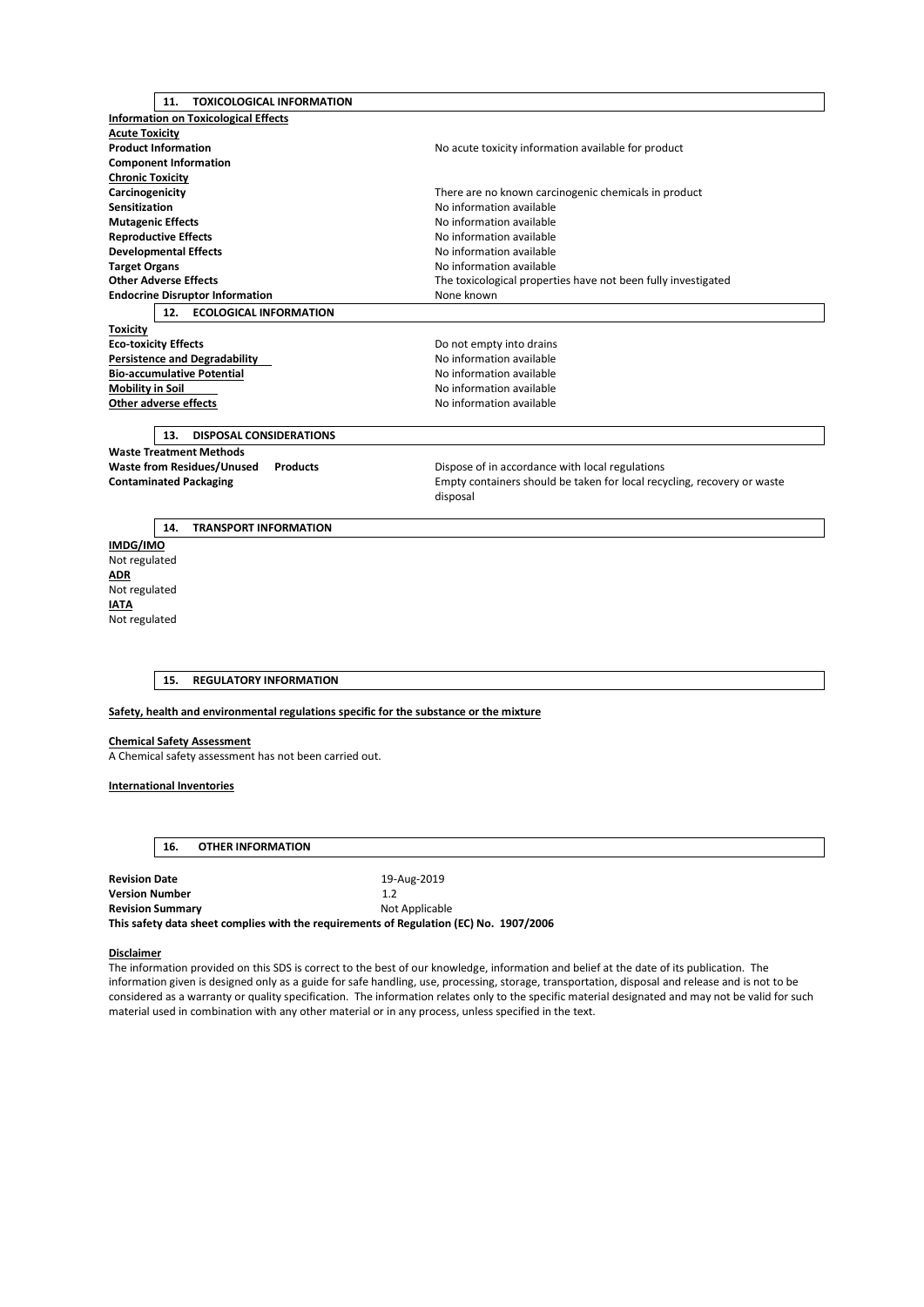## 11. TOXICOLOGICAL INFORMATION

**Information on Toxicological Effects**

**Acute Toxicity**

| | |
|---|---|
| **Product Information** | No acute toxicity information available for product |
| **Component Information** | |

**Chronic Toxicity**

| | |
|---|---|
| **Carcinogenicity** | There are no known carcinogenic chemicals in product |
| **Sensitization** | No information available |
| **Mutagenic Effects** | No information available |
| **Reproductive Effects** | No information available |
| **Developmental Effects** | No information available |
| **Target Organs** | No information available |
| **Other Adverse Effects** | The toxicological properties have not been fully investigated |
| **Endocrine Disruptor Information** | None known |

## 12. ECOLOGICAL INFORMATION

**Toxicity**

| | |
|---|---|
| **Eco-toxicity Effects** | Do not empty into drains |
| **Persistence and Degradability** | No information available |
| **Bio-accumulative Potential** | No information available |
| **Mobility in Soil** | No information available |
| **Other adverse effects** | No information available |

## 13. DISPOSAL CONSIDERATIONS

**Waste Treatment Methods**

| | |
|---|---|
| **Waste from Residues/Unused Products** | Dispose of in accordance with local regulations |
| **Contaminated Packaging** | Empty containers should be taken for local recycling, recovery or waste disposal |

## 14. TRANSPORT INFORMATION

**IMDG/IMO**

Not regulated

**ADR**

Not regulated

**IATA**

Not regulated

## 15. REGULATORY INFORMATION

**Safety, health and environmental regulations specific for the substance or the mixture**

**Chemical Safety Assessment**

A Chemical safety assessment has not been carried out.

**International Inventories**

## 16. OTHER INFORMATION

| | |
|---|---|
| **Revision Date** | 19-Aug-2019 |
| **Version Number** | 1.2 |
| **Revision Summary** | Not Applicable |

**This safety data sheet complies with the requirements of Regulation (EC) No. 1907/2006**

**Disclaimer**

The information provided on this SDS is correct to the best of our knowledge, information and belief at the date of its publication. The information given is designed only as a guide for safe handling, use, processing, storage, transportation, disposal and release and is not to be considered as a warranty or quality specification. The information relates only to the specific material designated and may not be valid for such material used in combination with any other material or in any process, unless specified in the text.